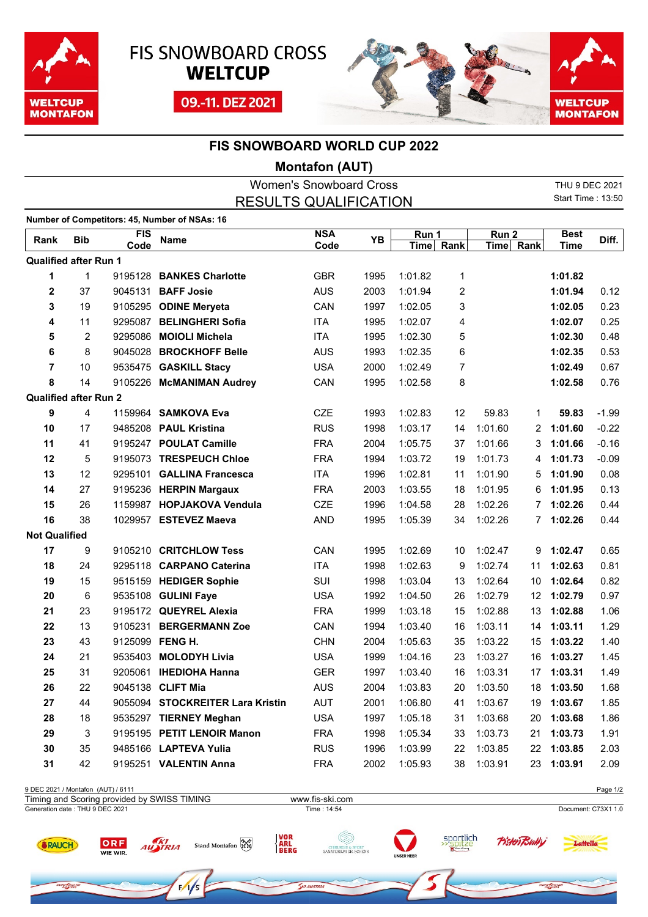FIS SNOWBOARD CROSS **WELTCUP**

09.-11. DEZ 2021

# FIS SNOWBOARD WORLD CUP 2022

## Montafon (AUT)

### Women's Snowboard Cross
### RESULTS QUALIFICATION

THU 9 DEC 2021
Start Time : 13:50

**Number of Competitors: 45, Number of NSAs: 16**

| Rank | Bib | FIS Code | Name | NSA Code | YB | Run 1 Time | Run 1 Rank | Run 2 Time | Run 2 Rank | Best Time | Diff. |
|---|---|---|---|---|---|---|---|---|---|---|---|
| **Qualified after Run 1** | | | | | | | | | | | |
| **1** | 1 | 9195128 | **BANKES Charlotte** | GBR | 1995 | 1:01.82 | 1 | | | **1:01.82** | |
| **2** | 37 | 9045131 | **BAFF Josie** | AUS | 2003 | 1:01.94 | 2 | | | **1:01.94** | 0.12 |
| **3** | 19 | 9105295 | **ODINE Meryeta** | CAN | 1997 | 1:02.05 | 3 | | | **1:02.05** | 0.23 |
| **4** | 11 | 9295087 | **BELINGHERI Sofia** | ITA | 1995 | 1:02.07 | 4 | | | **1:02.07** | 0.25 |
| **5** | 2 | 9295086 | **MOIOLI Michela** | ITA | 1995 | 1:02.30 | 5 | | | **1:02.30** | 0.48 |
| **6** | 8 | 9045028 | **BROCKHOFF Belle** | AUS | 1993 | 1:02.35 | 6 | | | **1:02.35** | 0.53 |
| **7** | 10 | 9535475 | **GASKILL Stacy** | USA | 2000 | 1:02.49 | 7 | | | **1:02.49** | 0.67 |
| **8** | 14 | 9105226 | **McMANIMAN Audrey** | CAN | 1995 | 1:02.58 | 8 | | | **1:02.58** | 0.76 |
| **Qualified after Run 2** | | | | | | | | | | | |
| **9** | 4 | 1159964 | **SAMKOVA Eva** | CZE | 1993 | 1:02.83 | 12 | 59.83 | 1 | **59.83** | -1.99 |
| **10** | 17 | 9485208 | **PAUL Kristina** | RUS | 1998 | 1:03.17 | 14 | 1:01.60 | 2 | **1:01.60** | -0.22 |
| **11** | 41 | 9195247 | **POULAT Camille** | FRA | 2004 | 1:05.75 | 37 | 1:01.66 | 3 | **1:01.66** | -0.16 |
| **12** | 5 | 9195073 | **TRESPEUCH Chloe** | FRA | 1994 | 1:03.72 | 19 | 1:01.73 | 4 | **1:01.73** | -0.09 |
| **13** | 12 | 9295101 | **GALLINA Francesca** | ITA | 1996 | 1:02.81 | 11 | 1:01.90 | 5 | **1:01.90** | 0.08 |
| **14** | 27 | 9195236 | **HERPIN Margaux** | FRA | 2003 | 1:03.55 | 18 | 1:01.95 | 6 | **1:01.95** | 0.13 |
| **15** | 26 | 1159987 | **HOPJAKOVA Vendula** | CZE | 1996 | 1:04.58 | 28 | 1:02.26 | 7 | **1:02.26** | 0.44 |
| **16** | 38 | 1029957 | **ESTEVEZ Maeva** | AND | 1995 | 1:05.39 | 34 | 1:02.26 | 7 | **1:02.26** | 0.44 |
| **Not Qualified** | | | | | | | | | | | |
| **17** | 9 | 9105210 | **CRITCHLOW Tess** | CAN | 1995 | 1:02.69 | 10 | 1:02.47 | 9 | **1:02.47** | 0.65 |
| **18** | 24 | 9295118 | **CARPANO Caterina** | ITA | 1998 | 1:02.63 | 9 | 1:02.74 | 11 | **1:02.63** | 0.81 |
| **19** | 15 | 9515159 | **HEDIGER Sophie** | SUI | 1998 | 1:03.04 | 13 | 1:02.64 | 10 | **1:02.64** | 0.82 |
| **20** | 6 | 9535108 | **GULINI Faye** | USA | 1992 | 1:04.50 | 26 | 1:02.79 | 12 | **1:02.79** | 0.97 |
| **21** | 23 | 9195172 | **QUEYREL Alexia** | FRA | 1999 | 1:03.18 | 15 | 1:02.88 | 13 | **1:02.88** | 1.06 |
| **22** | 13 | 9105231 | **BERGERMANN Zoe** | CAN | 1994 | 1:03.40 | 16 | 1:03.11 | 14 | **1:03.11** | 1.29 |
| **23** | 43 | 9125099 | **FENG H.** | CHN | 2004 | 1:05.63 | 35 | 1:03.22 | 15 | **1:03.22** | 1.40 |
| **24** | 21 | 9535403 | **MOLODYH Livia** | USA | 1999 | 1:04.16 | 23 | 1:03.27 | 16 | **1:03.27** | 1.45 |
| **25** | 31 | 9205061 | **IHEDIOHA Hanna** | GER | 1997 | 1:03.40 | 16 | 1:03.31 | 17 | **1:03.31** | 1.49 |
| **26** | 22 | 9045138 | **CLIFT Mia** | AUS | 2004 | 1:03.83 | 20 | 1:03.50 | 18 | **1:03.50** | 1.68 |
| **27** | 44 | 9055094 | **STOCKREITER Lara Kristin** | AUT | 2001 | 1:06.80 | 41 | 1:03.67 | 19 | **1:03.67** | 1.85 |
| **28** | 18 | 9535297 | **TIERNEY Meghan** | USA | 1997 | 1:05.18 | 31 | 1:03.68 | 20 | **1:03.68** | 1.86 |
| **29** | 3 | 9195195 | **PETIT LENOIR Manon** | FRA | 1998 | 1:05.34 | 33 | 1:03.73 | 21 | **1:03.73** | 1.91 |
| **30** | 35 | 9485166 | **LAPTEVA Yulia** | RUS | 1996 | 1:03.99 | 22 | 1:03.85 | 22 | **1:03.85** | 2.03 |
| **31** | 42 | 9195251 | **VALENTIN Anna** | FRA | 2002 | 1:05.93 | 38 | 1:03.91 | 23 | **1:03.91** | 2.09 |

9 DEC 2021 / Montafon (AUT) / 6111
Timing and Scoring provided by SWISS TIMING
www.fis-ski.com
Generation date : THU 9 DEC 2021
Time : 14:54
Document: C73X1 1.0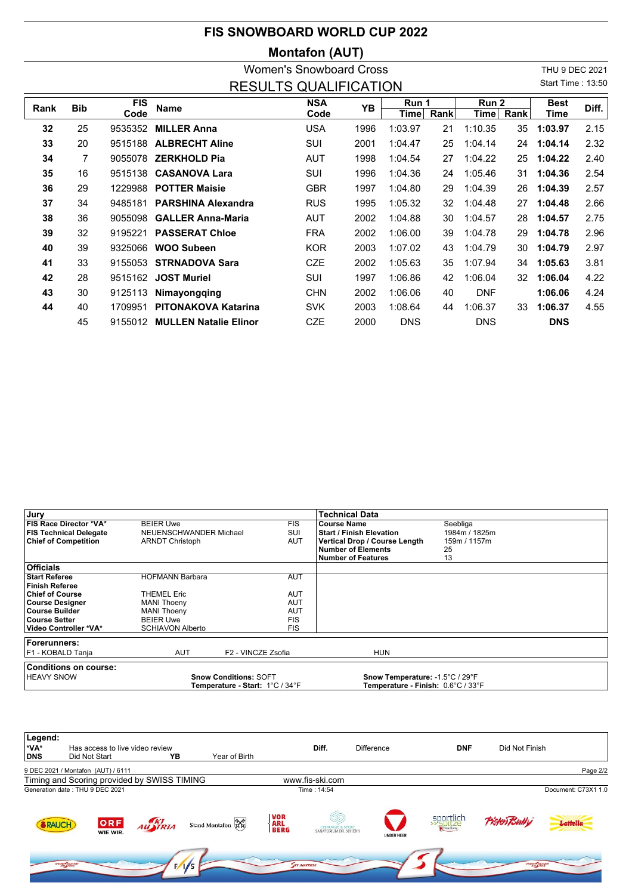# FIS SNOWBOARD WORLD CUP 2022

## Montafon (AUT)

### Women's Snowboard Cross

### RESULTS QUALIFICATION

THU 9 DEC 2021

Start Time : 13:50

| Rank | Bib | FIS Code | Name | NSA Code | YB | Run 1 Time | Run 1 Rank | Run 2 Time | Run 2 Rank | Best Time | Diff. |
|---|---|---|---|---|---|---|---|---|---|---|---|
| **32** | 25 | 9535352 | **MILLER Anna** | USA | 1996 | 1:03.97 | 21 | 1:10.35 | 35 | **1:03.97** | 2.15 |
| **33** | 20 | 9515188 | **ALBRECHT Aline** | SUI | 2001 | 1:04.47 | 25 | 1:04.14 | 24 | **1:04.14** | 2.32 |
| **34** | 7 | 9055078 | **ZERKHOLD Pia** | AUT | 1998 | 1:04.54 | 27 | 1:04.22 | 25 | **1:04.22** | 2.40 |
| **35** | 16 | 9515138 | **CASANOVA Lara** | SUI | 1996 | 1:04.36 | 24 | 1:05.46 | 31 | **1:04.36** | 2.54 |
| **36** | 29 | 1229988 | **POTTER Maisie** | GBR | 1997 | 1:04.80 | 29 | 1:04.39 | 26 | **1:04.39** | 2.57 |
| **37** | 34 | 9485181 | **PARSHINA Alexandra** | RUS | 1995 | 1:05.32 | 32 | 1:04.48 | 27 | **1:04.48** | 2.66 |
| **38** | 36 | 9055098 | **GALLER Anna-Maria** | AUT | 2002 | 1:04.88 | 30 | 1:04.57 | 28 | **1:04.57** | 2.75 |
| **39** | 32 | 9195221 | **PASSERAT Chloe** | FRA | 2002 | 1:06.00 | 39 | 1:04.78 | 29 | **1:04.78** | 2.96 |
| **40** | 39 | 9325066 | **WOO Subeen** | KOR | 2003 | 1:07.02 | 43 | 1:04.79 | 30 | **1:04.79** | 2.97 |
| **41** | 33 | 9155053 | **STRNADOVA Sara** | CZE | 2002 | 1:05.63 | 35 | 1:07.94 | 34 | **1:05.63** | 3.81 |
| **42** | 28 | 9515162 | **JOST Muriel** | SUI | 1997 | 1:06.86 | 42 | 1:06.04 | 32 | **1:06.04** | 4.22 |
| **43** | 30 | 9125113 | **Nimayongqing** | CHN | 2002 | 1:06.06 | 40 | DNF | | **1:06.06** | 4.24 |
| **44** | 40 | 1709951 | **PITONAKOVA Katarina** | SVK | 2003 | 1:08.64 | 44 | 1:06.37 | 33 | **1:06.37** | 4.55 |
| | 45 | 9155012 | **MULLEN Natalie Elinor** | CZE | 2000 | DNS | | DNS | | **DNS** | |

| Jury | | |
|---|---|---|
| **FIS Race Director *VA*** | BEIER Uwe | FIS |
| **FIS Technical Delegate** | NEUENSCHWANDER Michael | SUI |
| **Chief of Competition** | ARNDT Christoph | AUT |

| Technical Data | |
|---|---|
| **Course Name** | Seebliga |
| **Start / Finish Elevation** | 1984m / 1825m |
| **Vertical Drop / Course Length** | 159m / 1157m |
| **Number of Elements** | 25 |
| **Number of Features** | 13 |

| Officials | | |
|---|---|---|
| **Start Referee** | HOFMANN Barbara | AUT |
| **Finish Referee** | | |
| **Chief of Course** | THEMEL Eric | AUT |
| **Course Designer** | MANI Thoeny | AUT |
| **Course Builder** | MANI Thoeny | AUT |
| **Course Setter** | BEIER Uwe | FIS |
| **Video Controller *VA*** | SCHIAVON Alberto | FIS |

**Forerunners:**

F1 - KOBALD Tanja AUT F2 - VINCZE Zsofia HUN

**Conditions on course:**

HEAVY SNOW

**Snow Conditions:** SOFT

**Temperature - Start:** 1°C / 34°F

**Snow Temperature:** -1.5°C / 29°F

**Temperature - Finish:** 0.6°C / 33°F

**Legend:**

| | | | | | |
|---|---|---|---|---|---|
| ***VA*** | Has access to live video review | **Diff.** | Difference | **DNF** | Did Not Finish |
| **DNS** | Did Not Start | **YB** | Year of Birth | | |

9 DEC 2021 / Montafon (AUT) / 6111

Timing and Scoring provided by SWISS TIMING

www.fis-ski.com

Generation date : THU 9 DEC 2021

Time : 14:54

Document: C73X1 1.0